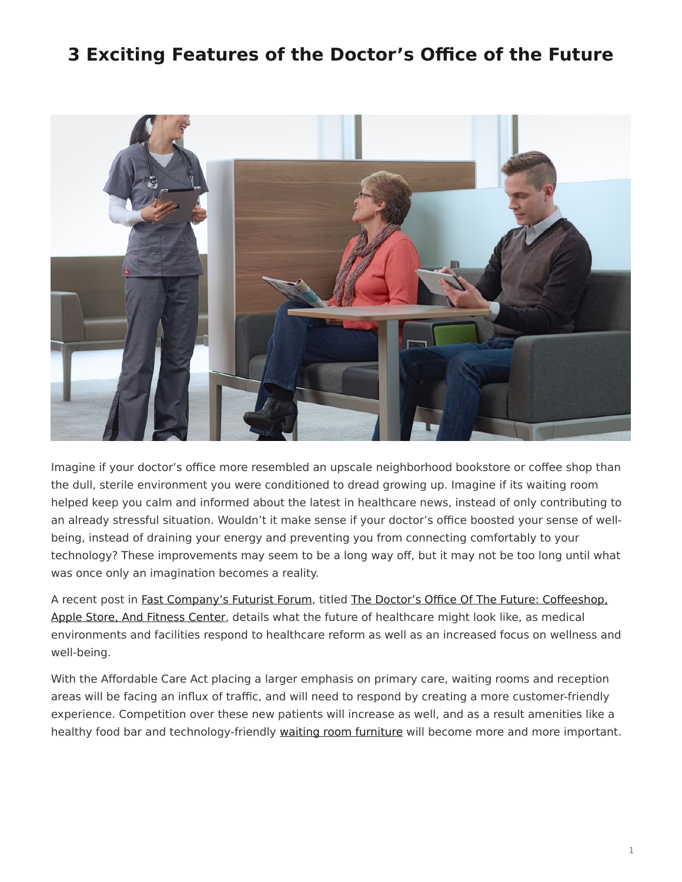# 3 Exciting Features of the Doctor's Office of the Future

Imagine if your doctor's office more resembled an upscale neighborhood bookstore or coffee shop than the dull, sterile environment you were conditioned to dread growing up. Imagine if its waiting room helped keep you calm and informed about the latest in healthcare news, instead of only contributing to an already stressful situation. Wouldn't it make sense if your doctor's office boosted your sense of well-being, instead of draining your energy and preventing you from connecting comfortably to your technology? These improvements may seem to be a long way off, but it may not be too long until what was once only an imagination becomes a reality.

A recent post in Fast Company's Futurist Forum, titled The Doctor's Office Of The Future: Coffeeshop, Apple Store, And Fitness Center, details what the future of healthcare might look like, as medical environments and facilities respond to healthcare reform as well as an increased focus on wellness and well-being.

With the Affordable Care Act placing a larger emphasis on primary care, waiting rooms and reception areas will be facing an influx of traffic, and will need to respond by creating a more customer-friendly experience. Competition over these new patients will increase as well, and as a result amenities like a healthy food bar and technology-friendly waiting room furniture will become more and more important.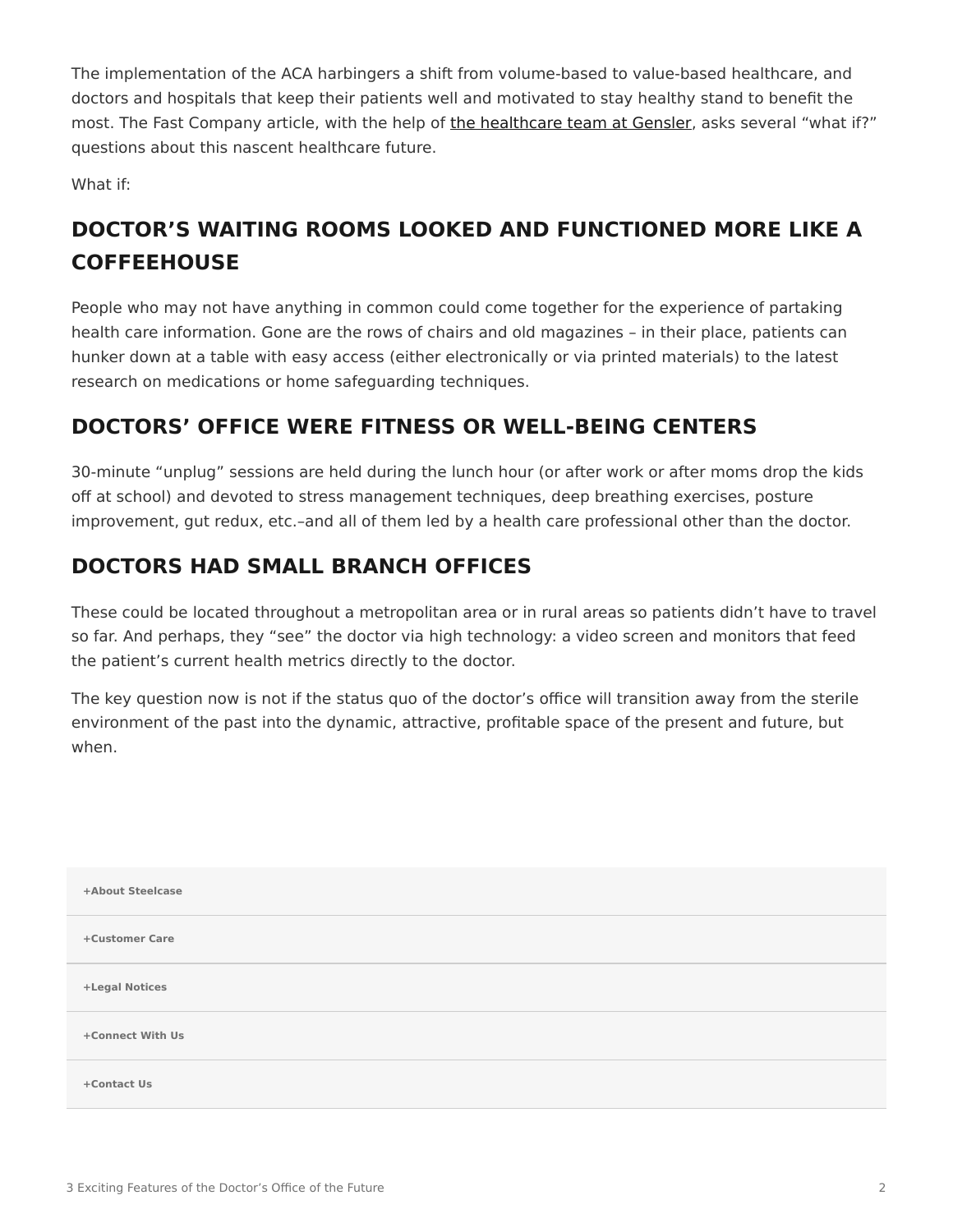The implementation of the ACA harbingers a shift from volume-based to value-based healthcare, and doctors and hospitals that keep their patients well and motivated to stay healthy stand to benefit the most. The Fast Company article, with the help of the healthcare team at Gensler, asks several “what if?” questions about this nascent healthcare future.

What if:

## DOCTOR’S WAITING ROOMS LOOKED AND FUNCTIONED MORE LIKE A COFFEEHOUSE

People who may not have anything in common could come together for the experience of partaking health care information. Gone are the rows of chairs and old magazines – in their place, patients can hunker down at a table with easy access (either electronically or via printed materials) to the latest research on medications or home safeguarding techniques.

## DOCTORS’ OFFICE WERE FITNESS OR WELL-BEING CENTERS

30-minute “unplug” sessions are held during the lunch hour (or after work or after moms drop the kids off at school) and devoted to stress management techniques, deep breathing exercises, posture improvement, gut redux, etc.–and all of them led by a health care professional other than the doctor.

## DOCTORS HAD SMALL BRANCH OFFICES

These could be located throughout a metropolitan area or in rural areas so patients didn’t have to travel so far. And perhaps, they “see” the doctor via high technology: a video screen and monitors that feed the patient’s current health metrics directly to the doctor.

The key question now is not if the status quo of the doctor’s office will transition away from the sterile environment of the past into the dynamic, attractive, profitable space of the present and future, but when.

+About Steelcase

+Customer Care

+Legal Notices

+Connect With Us

+Contact Us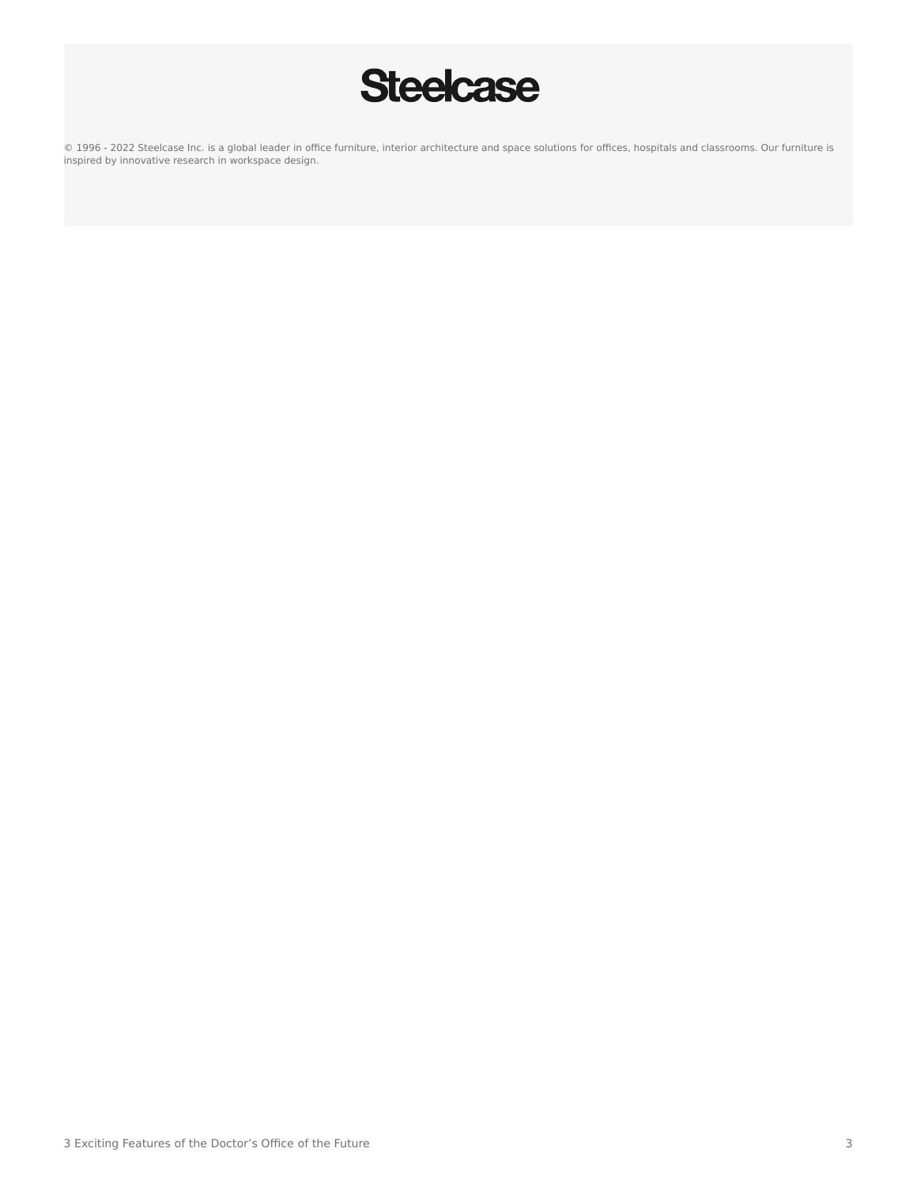Steelcase

© 1996 - 2022 Steelcase Inc. is a global leader in office furniture, interior architecture and space solutions for offices, hospitals and classrooms. Our furniture is inspired by innovative research in workspace design.